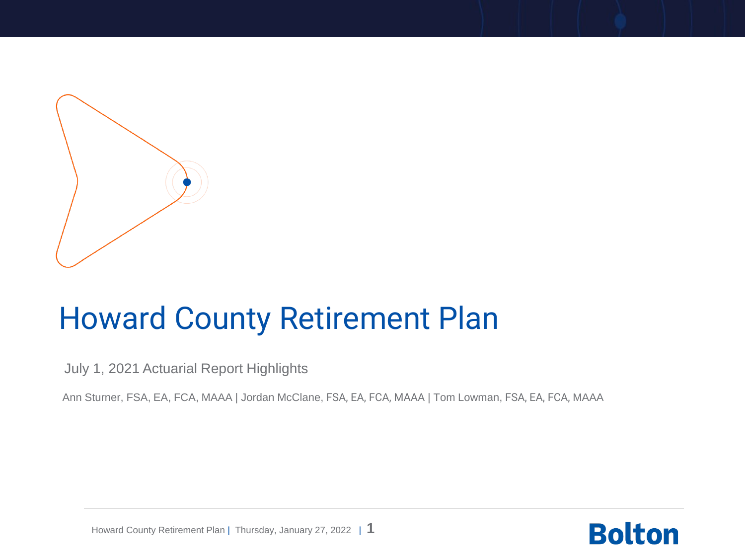# Howard County Retirement Plan

July 1, 2021 Actuarial Report Highlights

Ann Sturner, FSA, EA, FCA, MAAA | Jordan McClane, FSA, EA, FCA, MAAA | Tom Lowman, FSA, EA, FCA, MAAA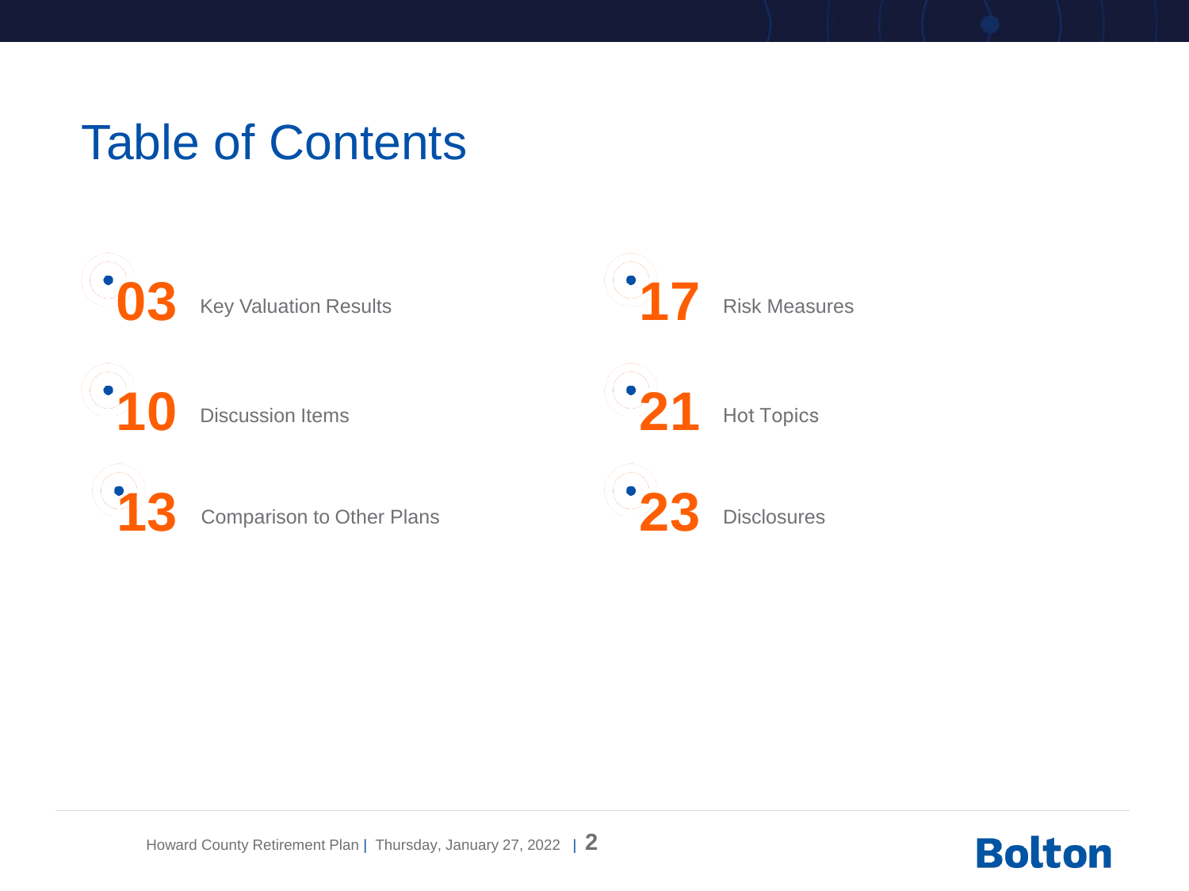# Table of Contents

- **03** Key Valuation Results
- **10** Discussion Items
- **13** Comparison to Other Plans
- **17** Risk Measures
- **21** Hot Topics
- **23** Disclosures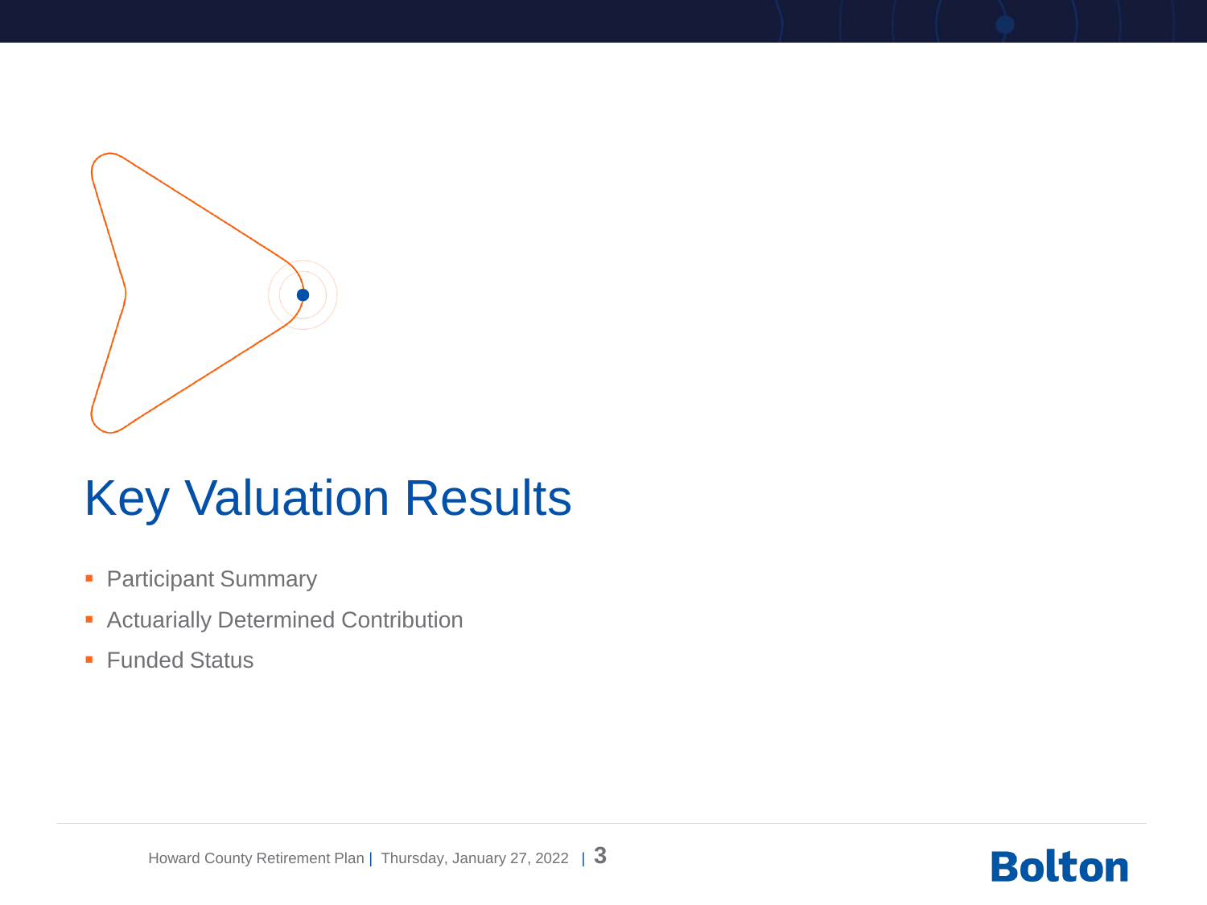# Key Valuation Results

- Participant Summary
- Actuarially Determined Contribution
- Funded Status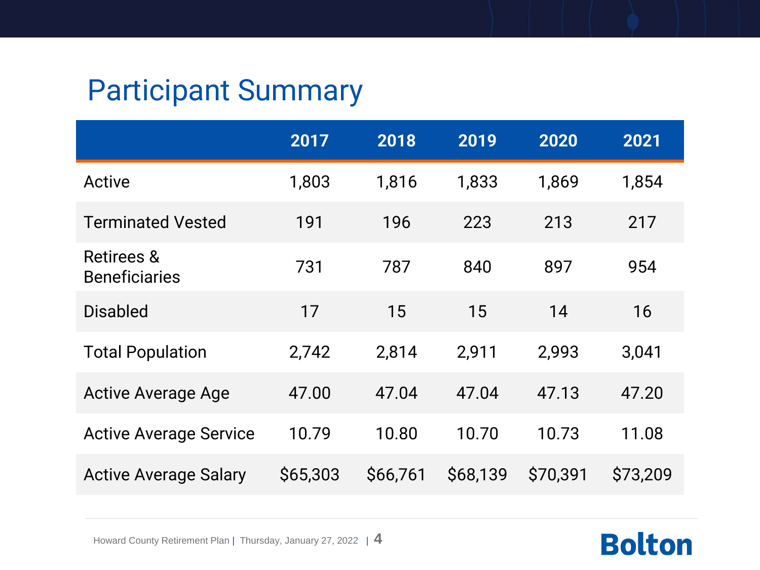# Participant Summary

| | 2017 | 2018 | 2019 | 2020 | 2021 |
|---|---|---|---|---|---|
| Active | 1,803 | 1,816 | 1,833 | 1,869 | 1,854 |
| Terminated Vested | 191 | 196 | 223 | 213 | 217 |
| Retirees & Beneficiaries | 731 | 787 | 840 | 897 | 954 |
| Disabled | 17 | 15 | 15 | 14 | 16 |
| Total Population | 2,742 | 2,814 | 2,911 | 2,993 | 3,041 |
| Active Average Age | 47.00 | 47.04 | 47.04 | 47.13 | 47.20 |
| Active Average Service | 10.79 | 10.80 | 10.70 | 10.73 | 11.08 |
| Active Average Salary | $65,303 | $66,761 | $68,139 | $70,391 | $73,209 |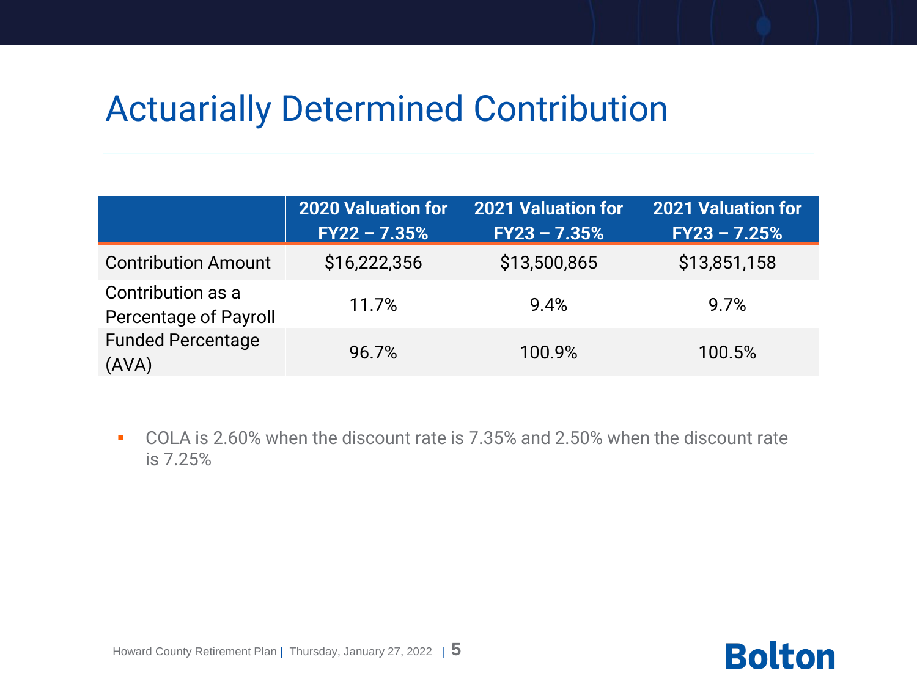# Actuarially Determined Contribution

| | 2020 Valuation for FY22 – 7.35% | 2021 Valuation for FY23 – 7.35% | 2021 Valuation for FY23 – 7.25% |
|---|---|---|---|
| Contribution Amount | $16,222,356 | $13,500,865 | $13,851,158 |
| Contribution as a Percentage of Payroll | 11.7% | 9.4% | 9.7% |
| Funded Percentage (AVA) | 96.7% | 100.9% | 100.5% |

- COLA is 2.60% when the discount rate is 7.35% and 2.50% when the discount rate is 7.25%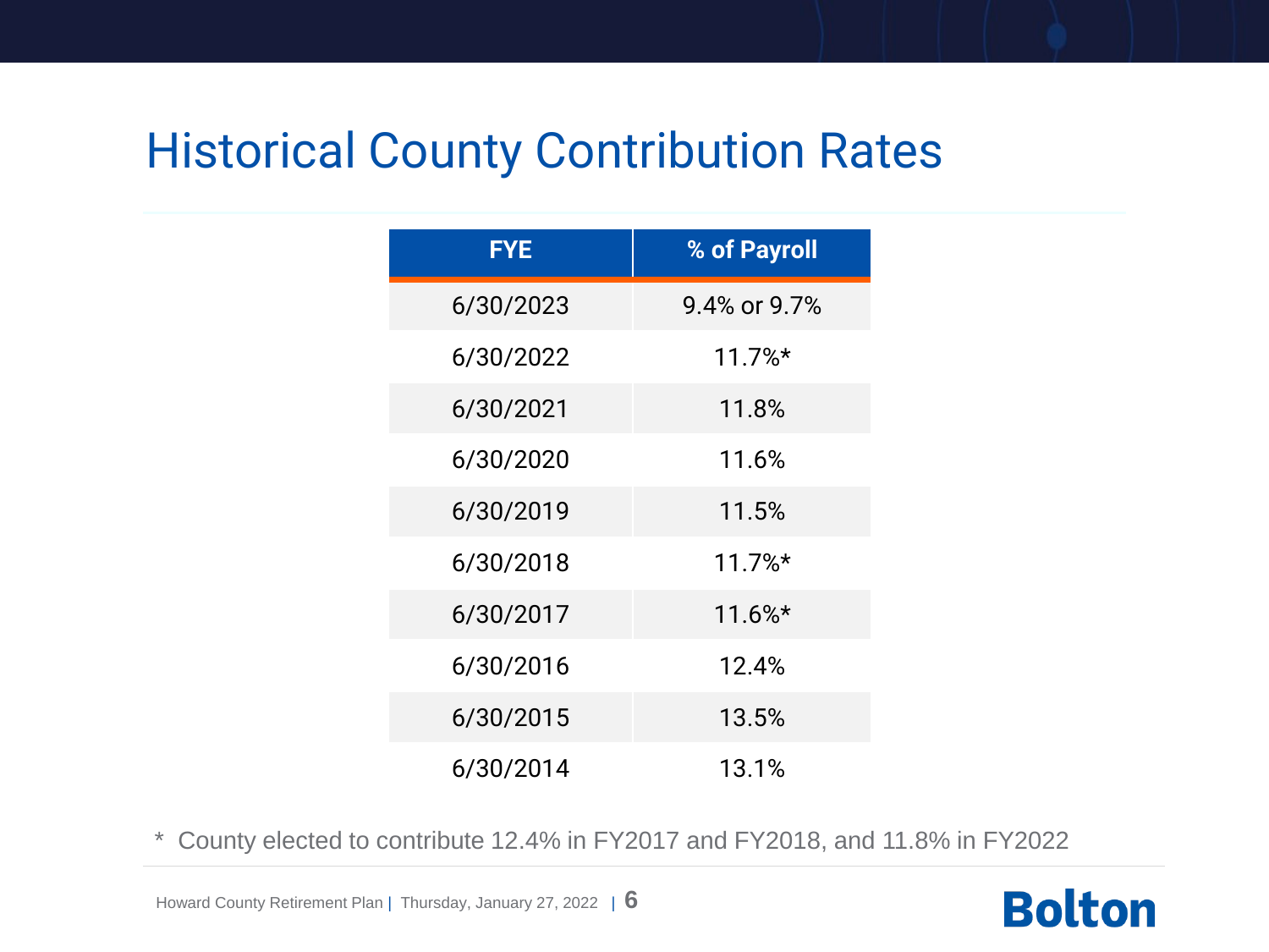# Historical County Contribution Rates

| FYE | % of Payroll |
|---|---|
| 6/30/2023 | 9.4% or 9.7% |
| 6/30/2022 | 11.7%* |
| 6/30/2021 | 11.8% |
| 6/30/2020 | 11.6% |
| 6/30/2019 | 11.5% |
| 6/30/2018 | 11.7%* |
| 6/30/2017 | 11.6%* |
| 6/30/2016 | 12.4% |
| 6/30/2015 | 13.5% |
| 6/30/2014 | 13.1% |

\* County elected to contribute 12.4% in FY2017 and FY2018, and 11.8% in FY2022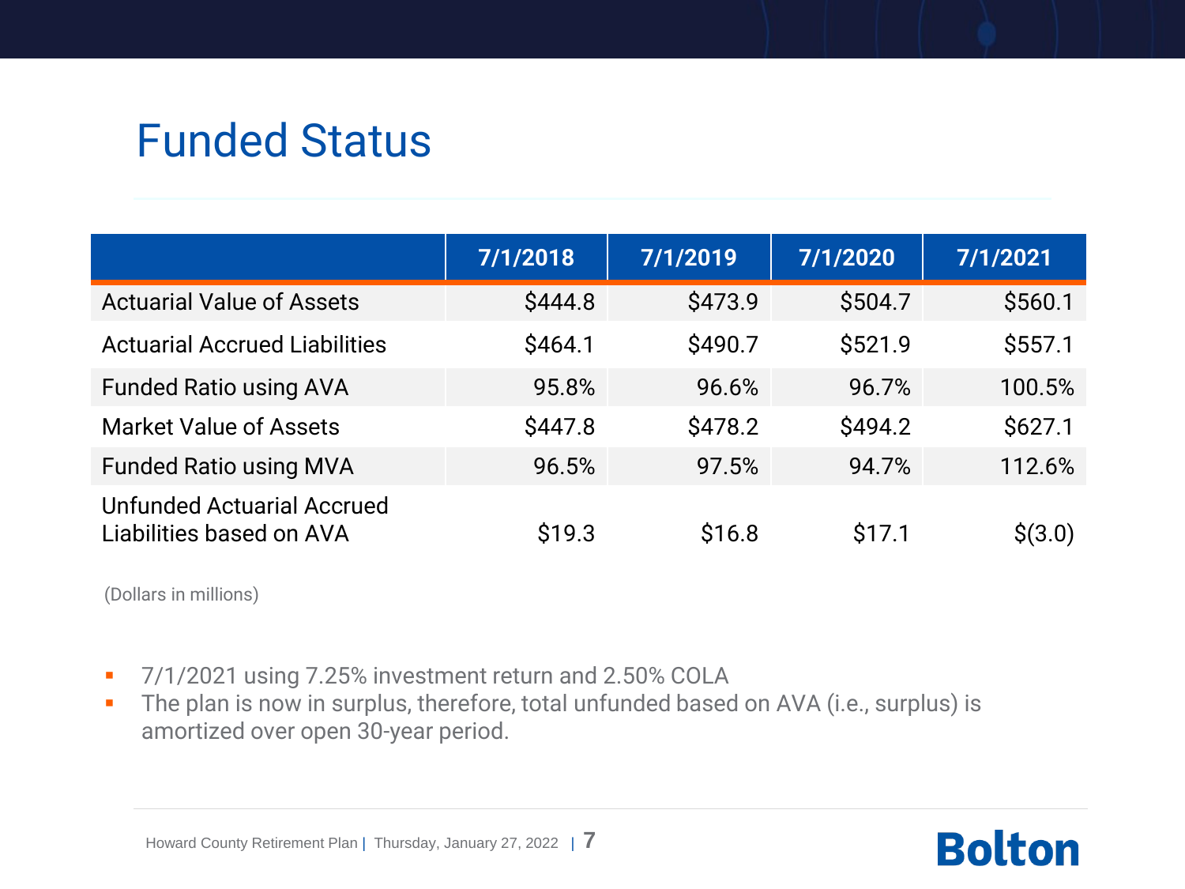# Funded Status

| | 7/1/2018 | 7/1/2019 | 7/1/2020 | 7/1/2021 |
|---|---|---|---|---|
| Actuarial Value of Assets | $444.8 | $473.9 | $504.7 | $560.1 |
| Actuarial Accrued Liabilities | $464.1 | $490.7 | $521.9 | $557.1 |
| Funded Ratio using AVA | 95.8% | 96.6% | 96.7% | 100.5% |
| Market Value of Assets | $447.8 | $478.2 | $494.2 | $627.1 |
| Funded Ratio using MVA | 96.5% | 97.5% | 94.7% | 112.6% |
| Unfunded Actuarial Accrued Liabilities based on AVA | $19.3 | $16.8 | $17.1 | $(3.0) |

(Dollars in millions)

- 7/1/2021 using 7.25% investment return and 2.50% COLA
- The plan is now in surplus, therefore, total unfunded based on AVA (i.e., surplus) is amortized over open 30-year period.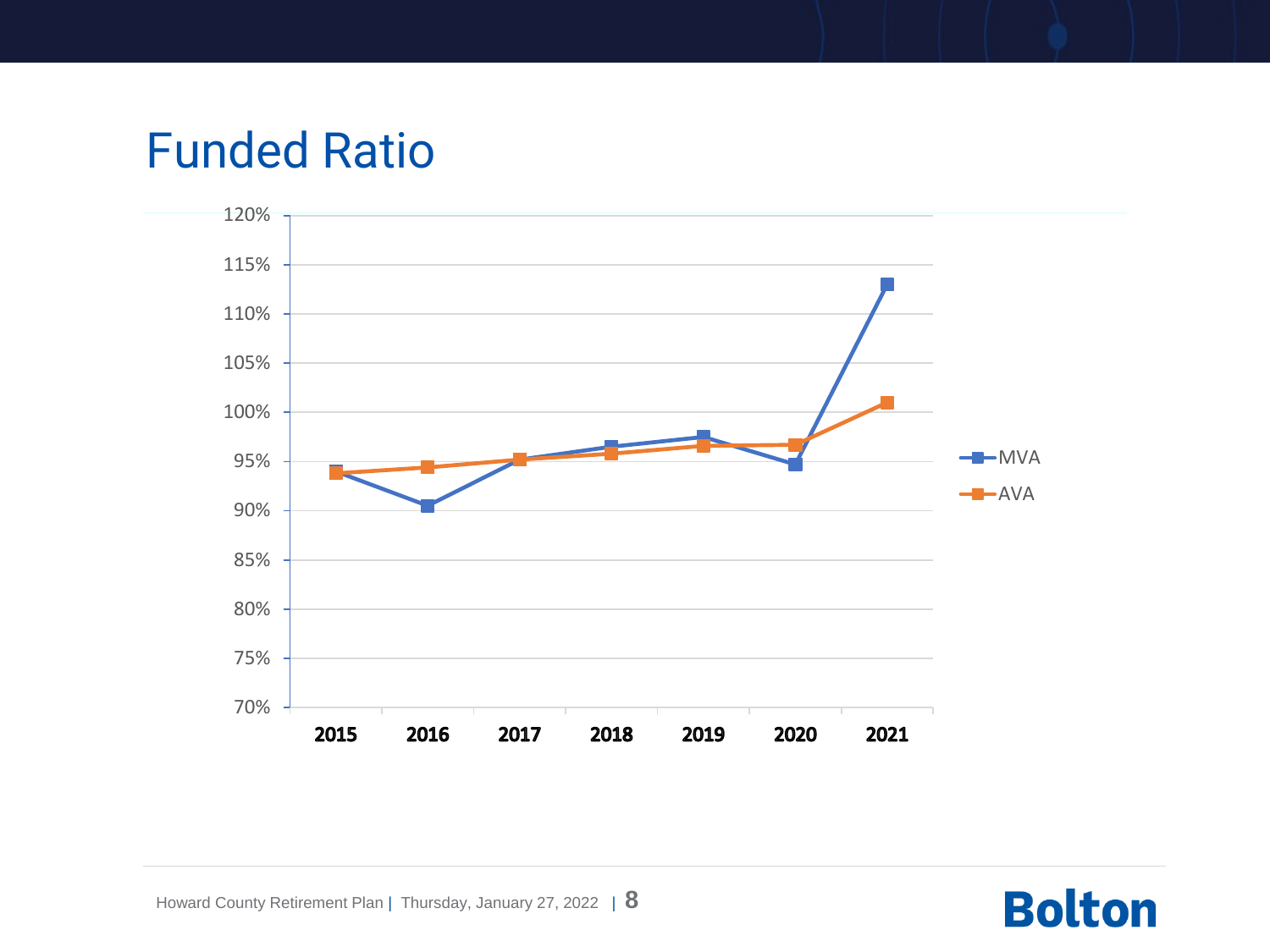# Funded Ratio

| Year | MVA | AVA |
|---|---|---|
| 2015 | 94% | 94% |
| 2016 | 90.5% | 94.5% |
| 2017 | 95% | 95% |
| 2018 | 96.5% | 96% |
| 2019 | 97.5% | 96.5% |
| 2020 | 94.5% | 96.5% |
| 2021 | 113% | 101% |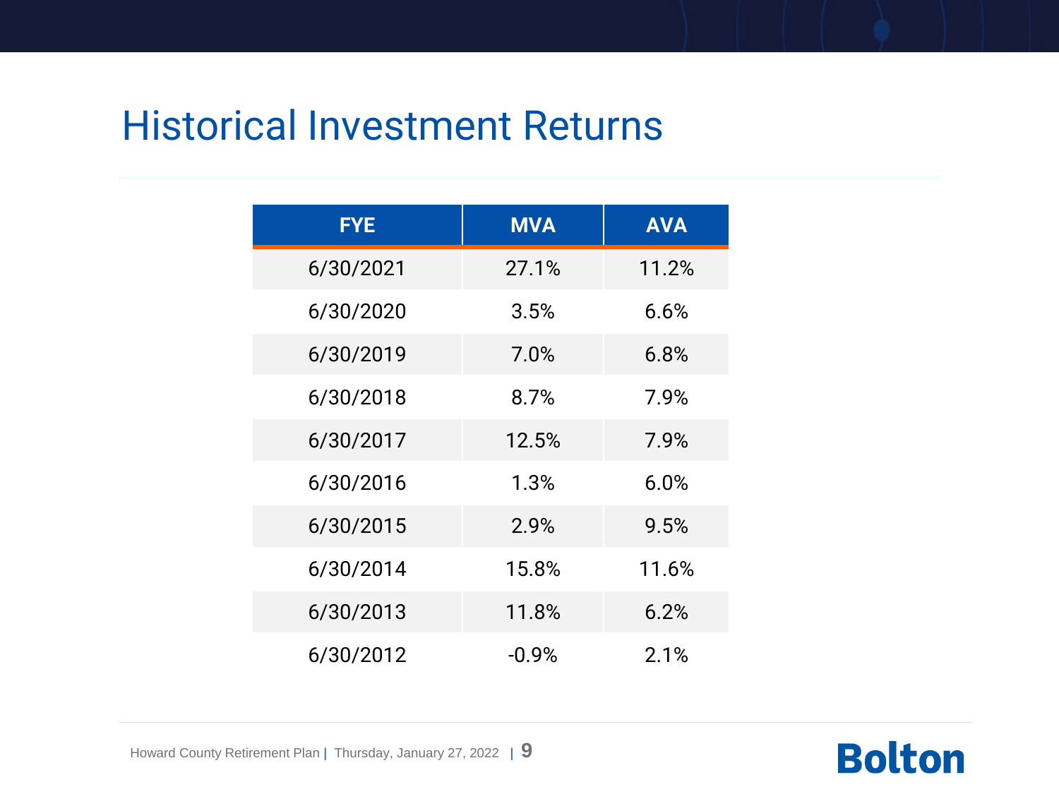# Historical Investment Returns

| FYE | MVA | AVA |
| --- | --- | --- |
| 6/30/2021 | 27.1% | 11.2% |
| 6/30/2020 | 3.5% | 6.6% |
| 6/30/2019 | 7.0% | 6.8% |
| 6/30/2018 | 8.7% | 7.9% |
| 6/30/2017 | 12.5% | 7.9% |
| 6/30/2016 | 1.3% | 6.0% |
| 6/30/2015 | 2.9% | 9.5% |
| 6/30/2014 | 15.8% | 11.6% |
| 6/30/2013 | 11.8% | 6.2% |
| 6/30/2012 | -0.9% | 2.1% |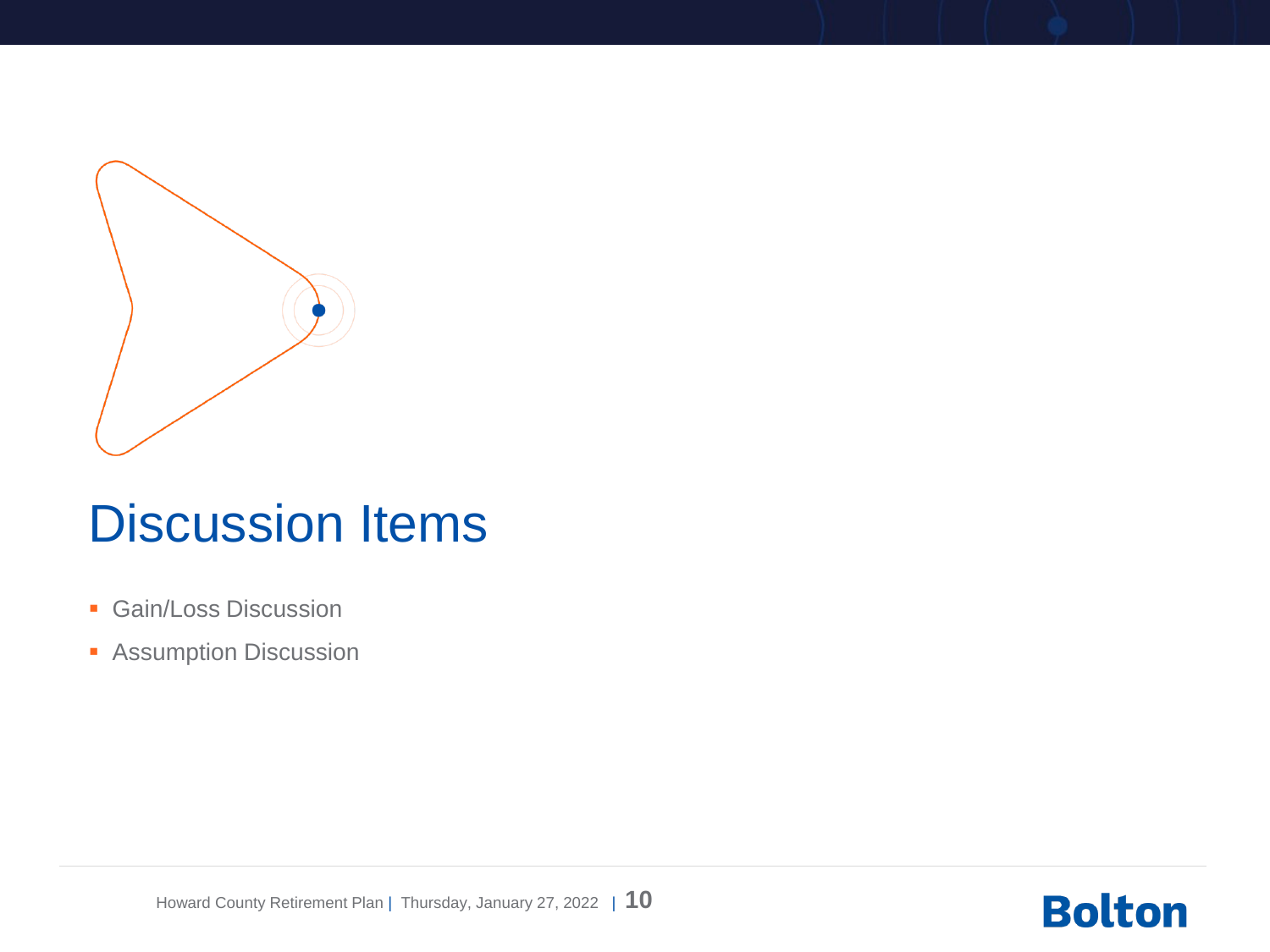# Discussion Items

- Gain/Loss Discussion
- Assumption Discussion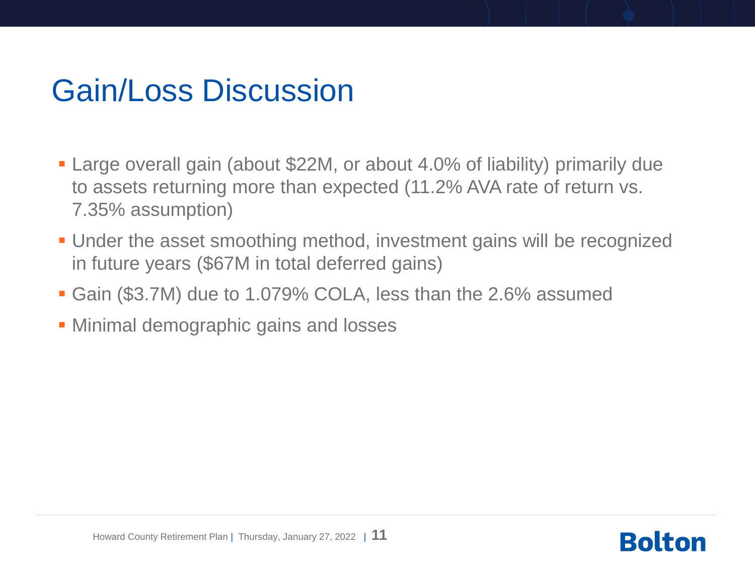# Gain/Loss Discussion

- Large overall gain (about $22M, or about 4.0% of liability) primarily due to assets returning more than expected (11.2% AVA rate of return vs. 7.35% assumption)
- Under the asset smoothing method, investment gains will be recognized in future years ($67M in total deferred gains)
- Gain ($3.7M) due to 1.079% COLA, less than the 2.6% assumed
- Minimal demographic gains and losses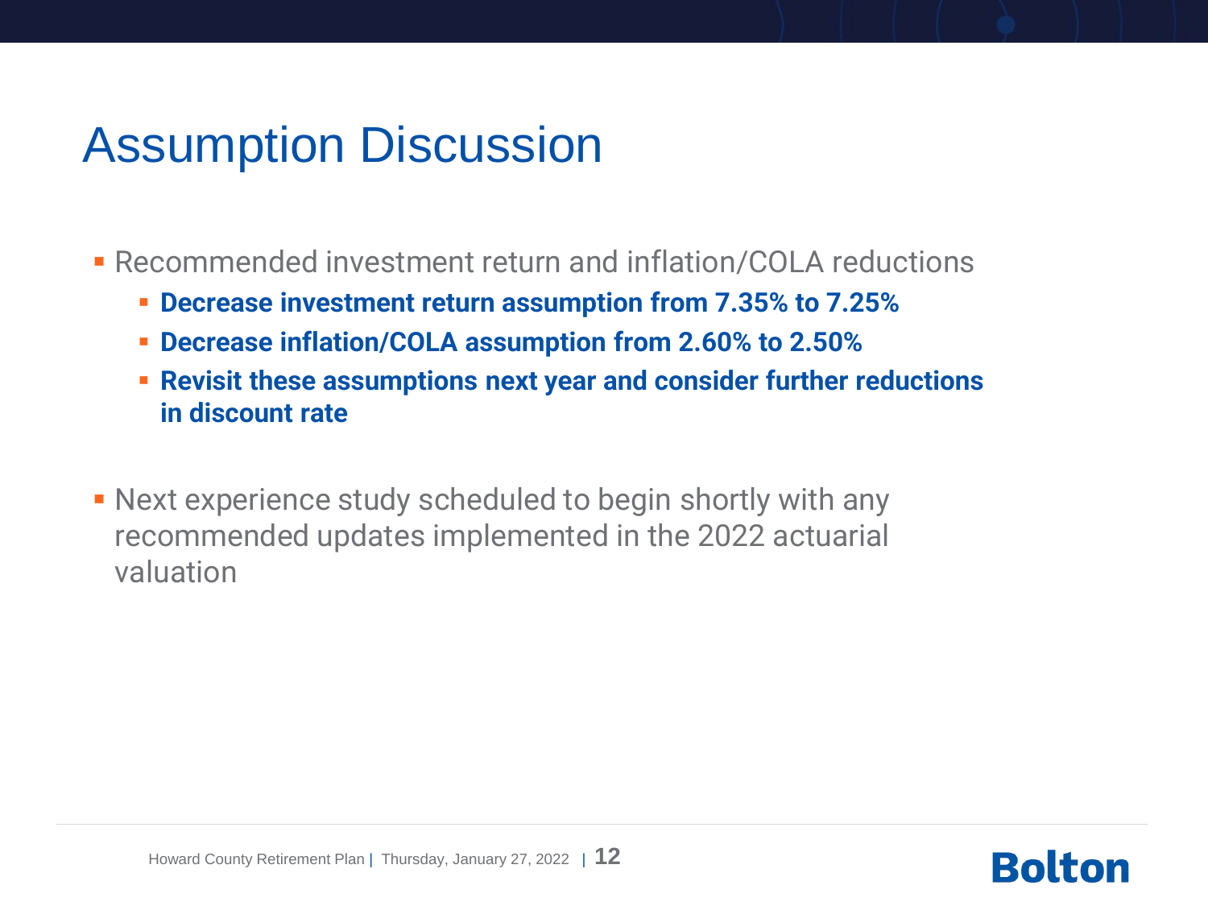# Assumption Discussion

- Recommended investment return and inflation/COLA reductions
  - **Decrease investment return assumption from 7.35% to 7.25%**
  - **Decrease inflation/COLA assumption from 2.60% to 2.50%**
  - **Revisit these assumptions next year and consider further reductions in discount rate**

- Next experience study scheduled to begin shortly with any recommended updates implemented in the 2022 actuarial valuation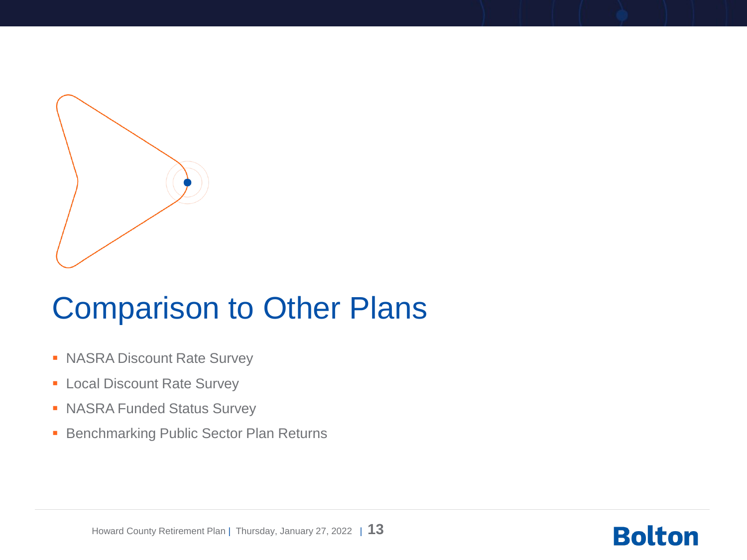# Comparison to Other Plans

- NASRA Discount Rate Survey
- Local Discount Rate Survey
- NASRA Funded Status Survey
- Benchmarking Public Sector Plan Returns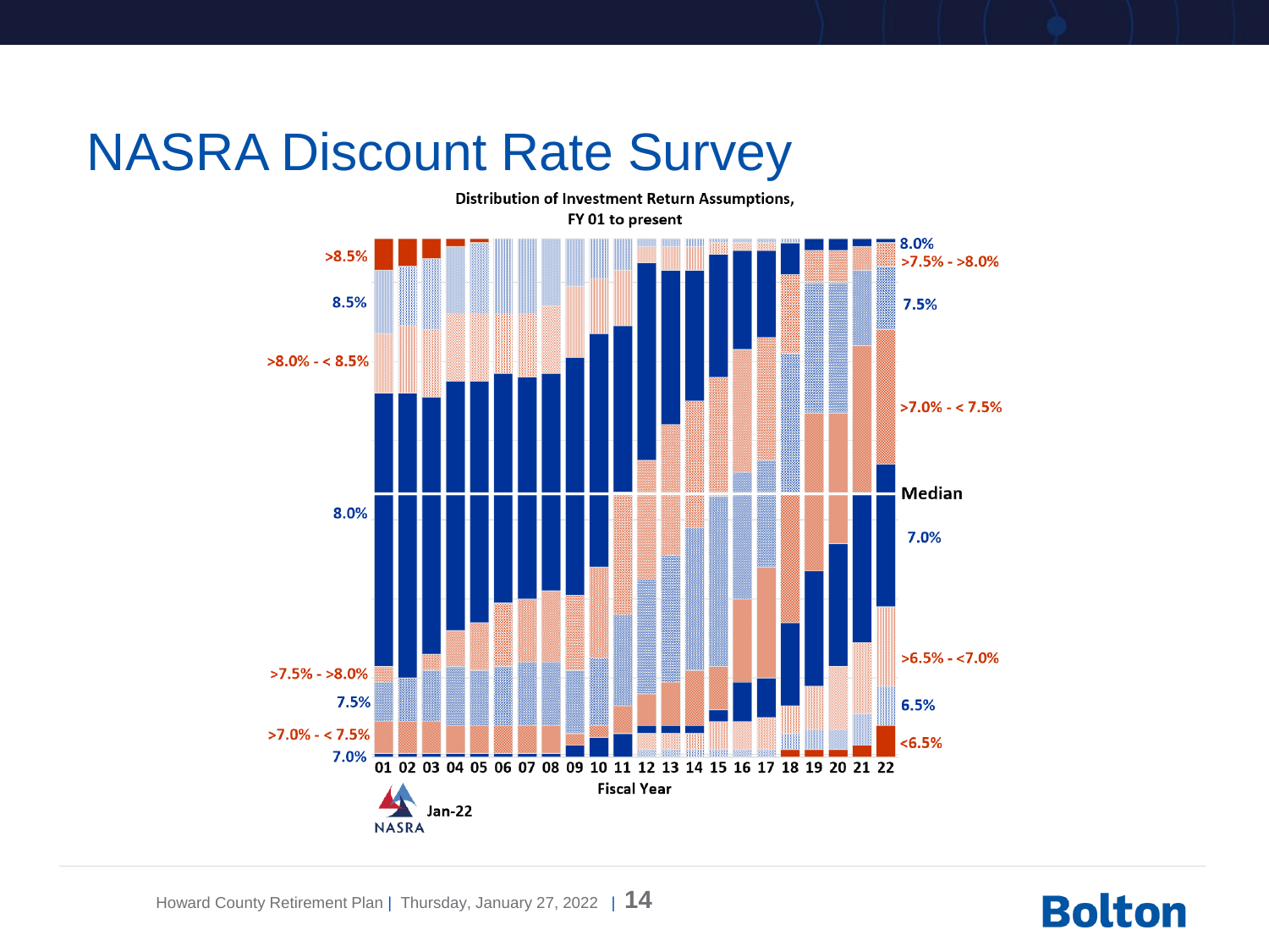# NASRA Discount Rate Survey

Distribution of Investment Return Assumptions,
FY 01 to present

>8.5%

8.5%

>8.0% - < 8.5%

8.0%

>7.5% - >8.0%

7.5%

>7.0% - < 7.5%

7.0%

01 02 03 04 05 06 07 08 09 10 11 12 13 14 15 16 17 18 19 20 21 22

Fiscal Year

8.0%

>7.5% - >8.0%

7.5%

>7.0% - < 7.5%

Median

7.0%

>6.5% - <7.0%

6.5%

<6.5%

NASRA Jan-22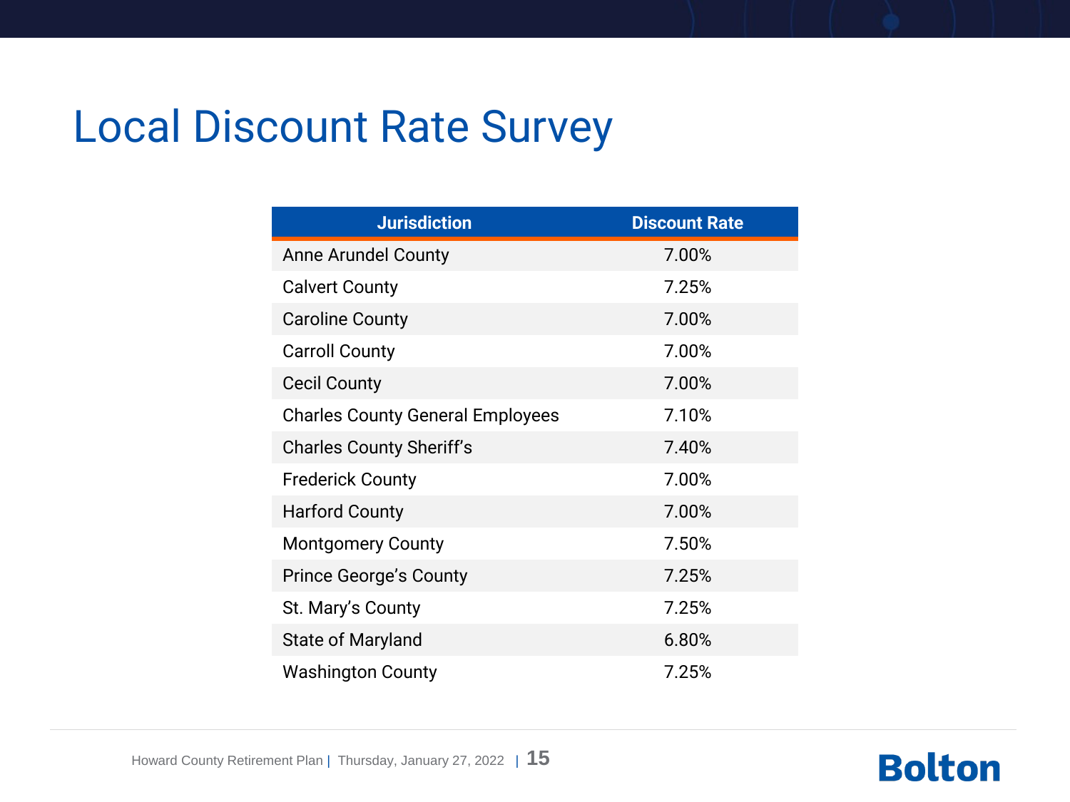# Local Discount Rate Survey

| Jurisdiction | Discount Rate |
|---|---|
| Anne Arundel County | 7.00% |
| Calvert County | 7.25% |
| Caroline County | 7.00% |
| Carroll County | 7.00% |
| Cecil County | 7.00% |
| Charles County General Employees | 7.10% |
| Charles County Sheriff's | 7.40% |
| Frederick County | 7.00% |
| Harford County | 7.00% |
| Montgomery County | 7.50% |
| Prince George's County | 7.25% |
| St. Mary's County | 7.25% |
| State of Maryland | 6.80% |
| Washington County | 7.25% |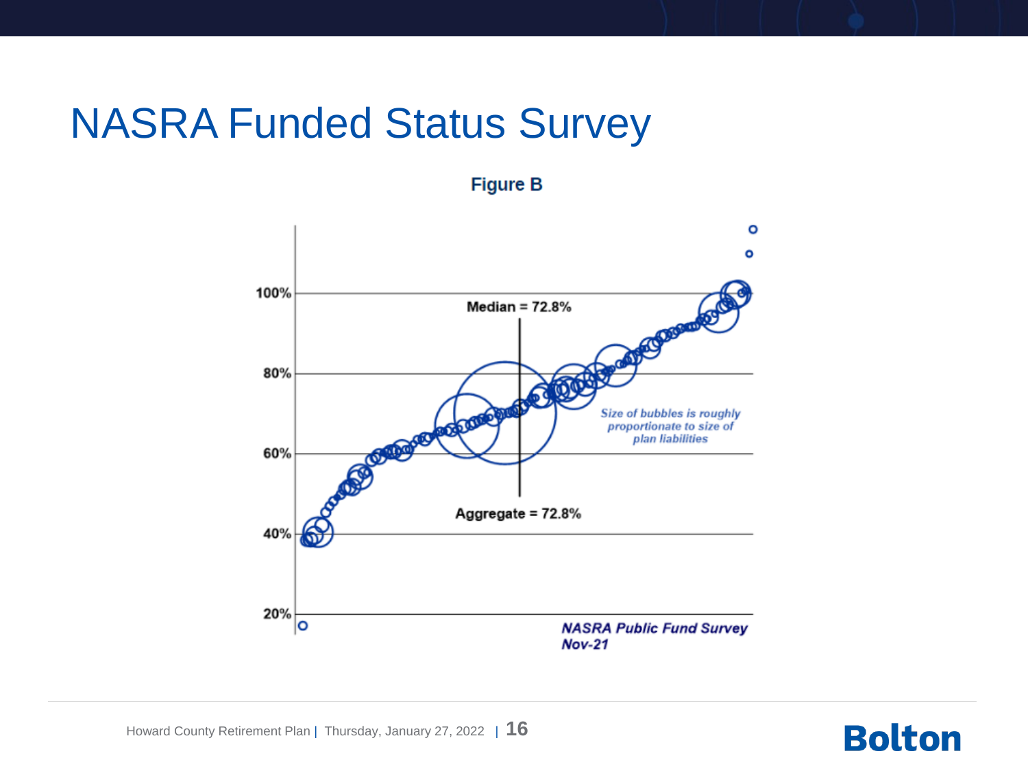# NASRA Funded Status Survey

**Figure B**

Median = 72.8%

Aggregate = 72.8%

100%
80%
60%
40%
20%

*Size of bubbles is roughly proportionate to size of plan liabilities*

***NASRA Public Fund Survey Nov-21***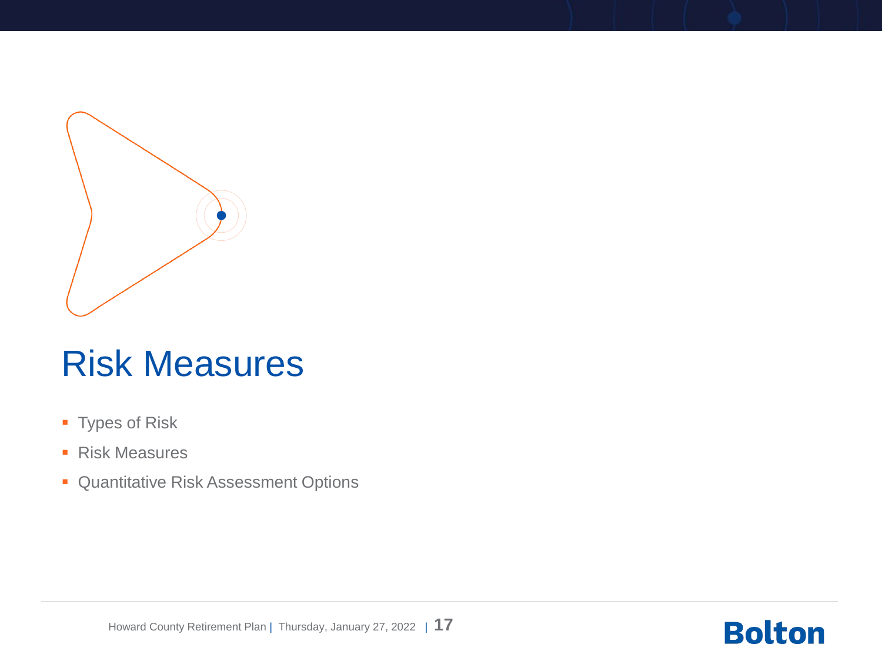# Risk Measures

- Types of Risk
- Risk Measures
- Quantitative Risk Assessment Options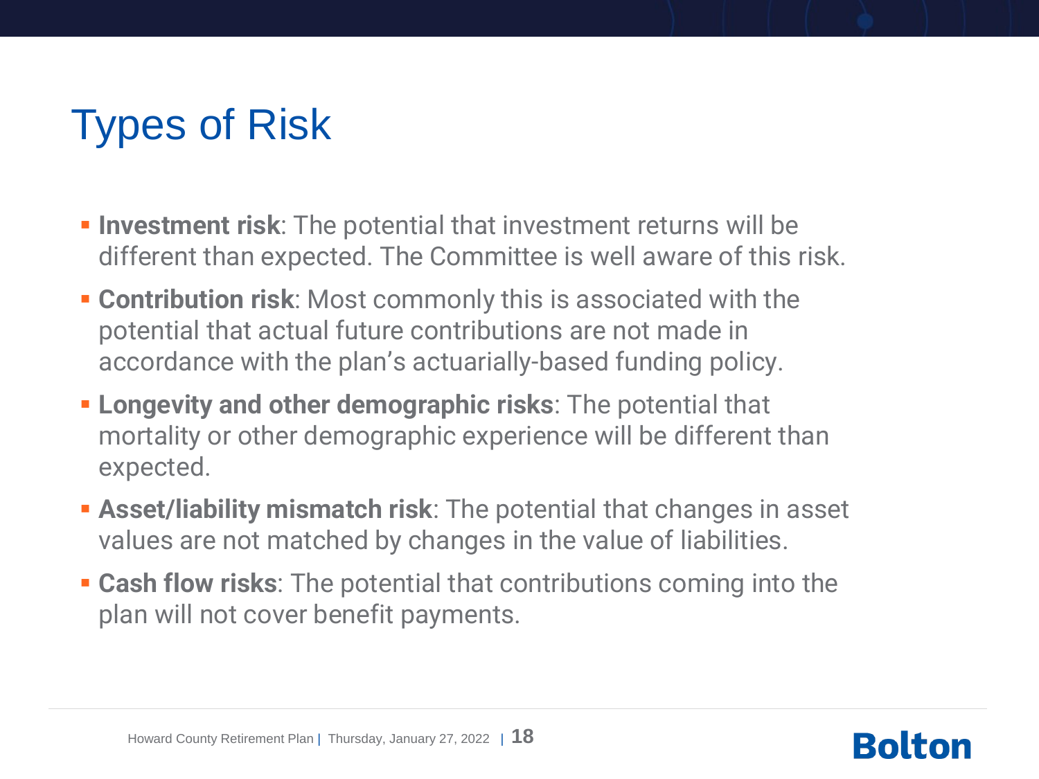# Types of Risk

- **Investment risk**: The potential that investment returns will be different than expected. The Committee is well aware of this risk.
- **Contribution risk**: Most commonly this is associated with the potential that actual future contributions are not made in accordance with the plan's actuarially-based funding policy.
- **Longevity and other demographic risks**: The potential that mortality or other demographic experience will be different than expected.
- **Asset/liability mismatch risk**: The potential that changes in asset values are not matched by changes in the value of liabilities.
- **Cash flow risks**: The potential that contributions coming into the plan will not cover benefit payments.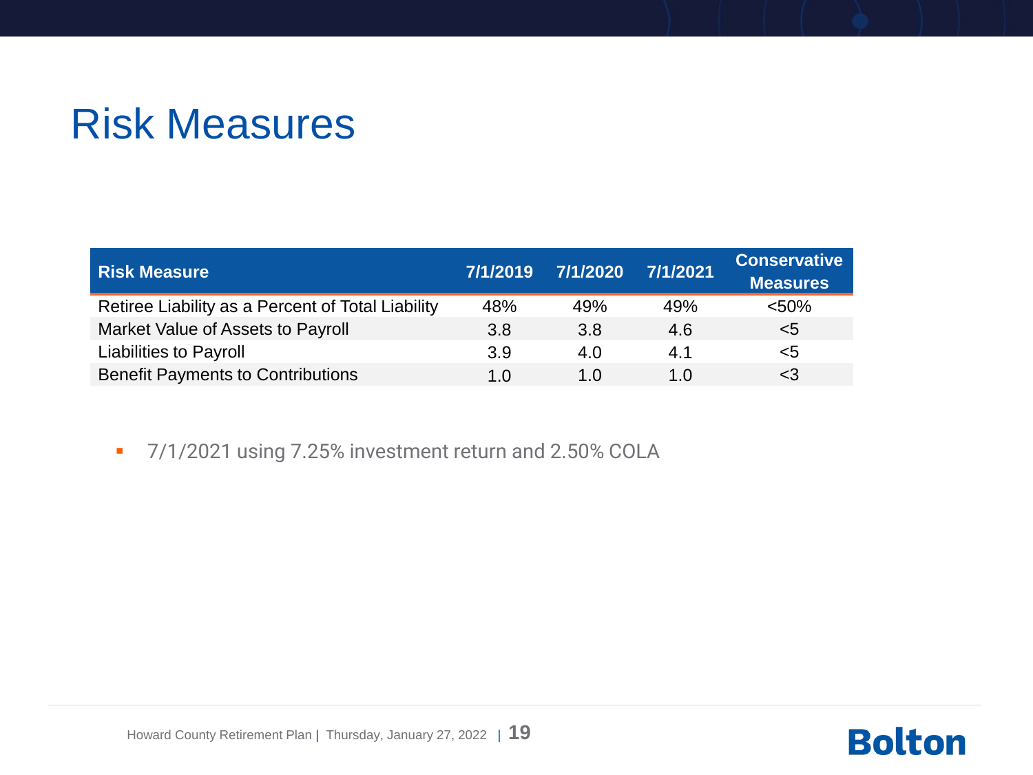# Risk Measures

| Risk Measure | 7/1/2019 | 7/1/2020 | 7/1/2021 | Conservative Measures |
|---|---|---|---|---|
| Retiree Liability as a Percent of Total Liability | 48% | 49% | 49% | <50% |
| Market Value of Assets to Payroll | 3.8 | 3.8 | 4.6 | <5 |
| Liabilities to Payroll | 3.9 | 4.0 | 4.1 | <5 |
| Benefit Payments to Contributions | 1.0 | 1.0 | 1.0 | <3 |

- 7/1/2021 using 7.25% investment return and 2.50% COLA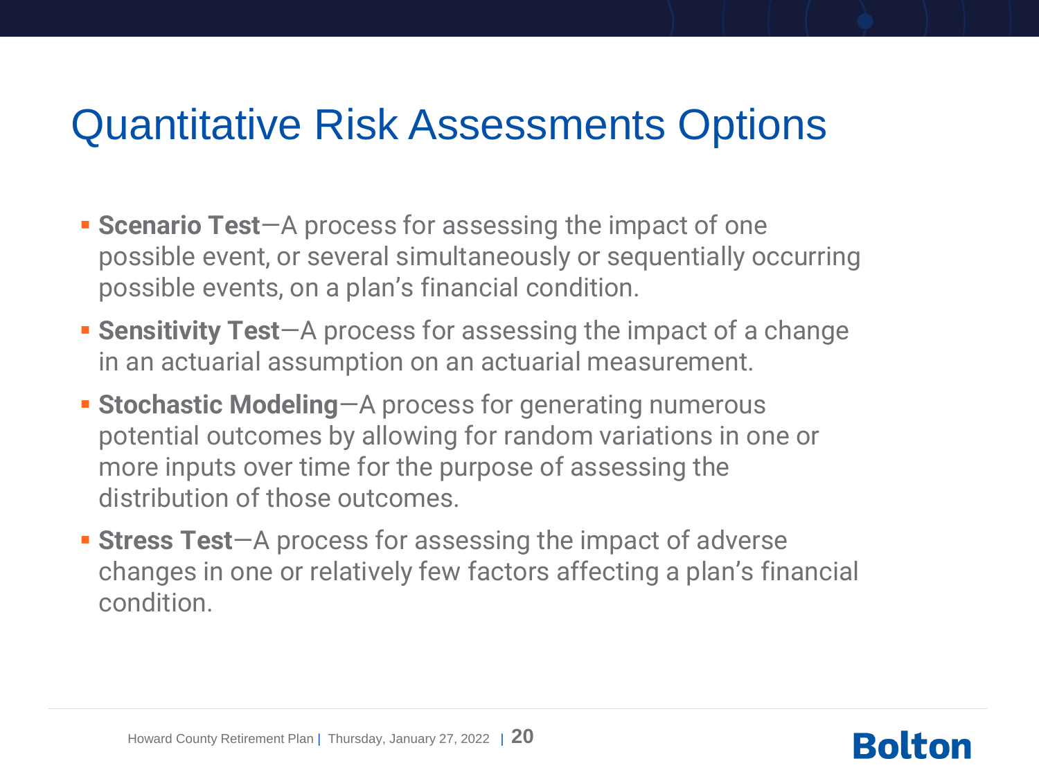# Quantitative Risk Assessments Options

- **Scenario Test**—A process for assessing the impact of one possible event, or several simultaneously or sequentially occurring possible events, on a plan's financial condition.
- **Sensitivity Test**—A process for assessing the impact of a change in an actuarial assumption on an actuarial measurement.
- **Stochastic Modeling**—A process for generating numerous potential outcomes by allowing for random variations in one or more inputs over time for the purpose of assessing the distribution of those outcomes.
- **Stress Test**—A process for assessing the impact of adverse changes in one or relatively few factors affecting a plan's financial condition.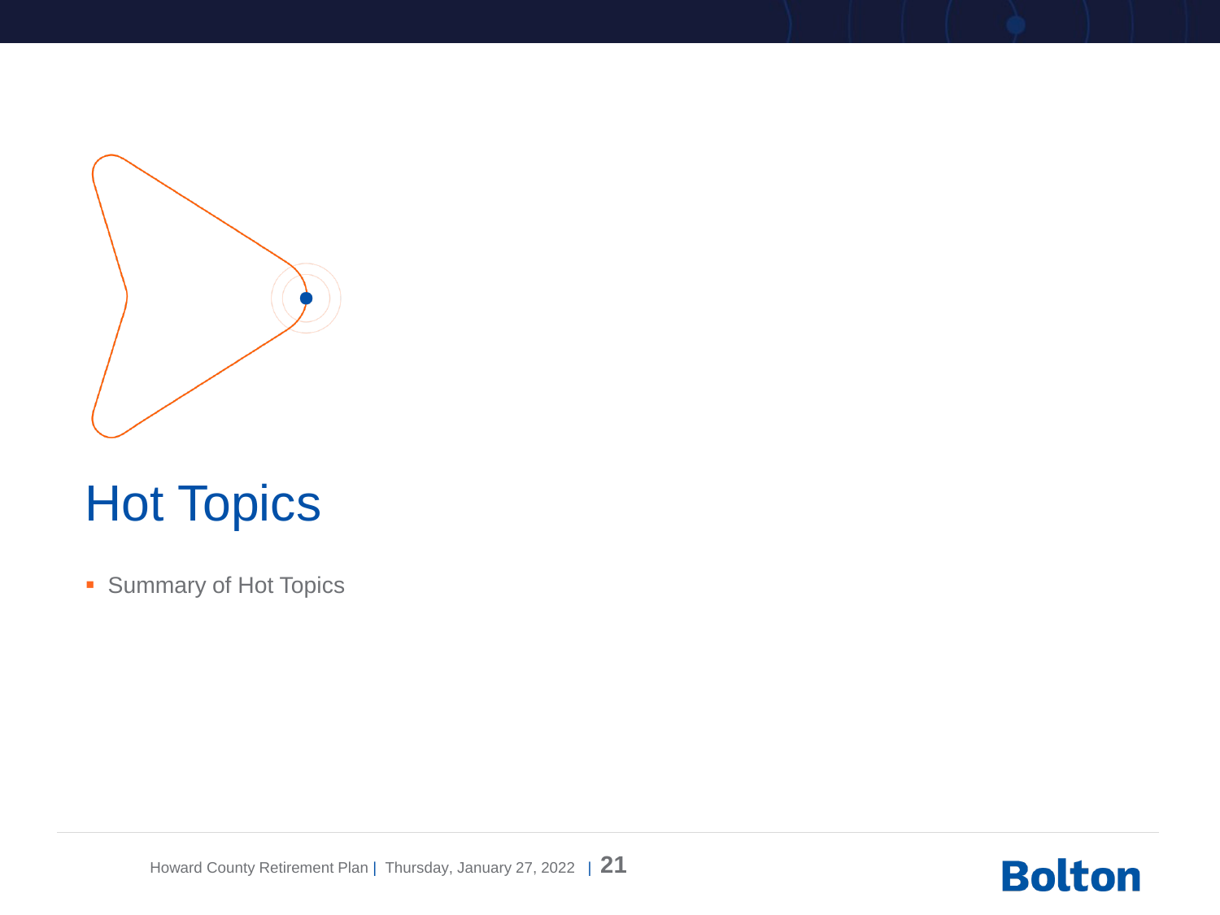# Hot Topics

- Summary of Hot Topics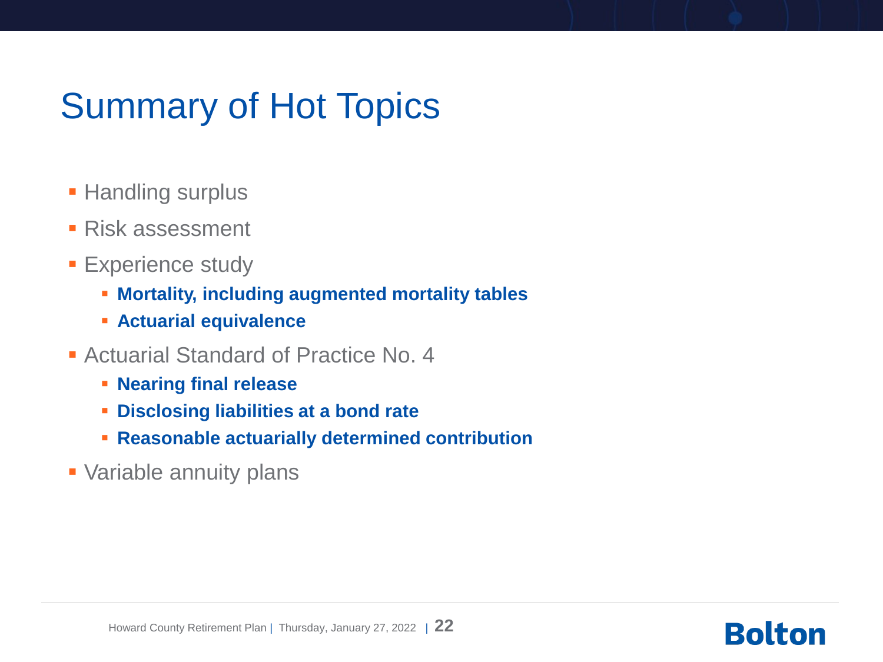# Summary of Hot Topics

- Handling surplus
- Risk assessment
- Experience study
  - **Mortality, including augmented mortality tables**
  - **Actuarial equivalence**
- Actuarial Standard of Practice No. 4
  - **Nearing final release**
  - **Disclosing liabilities at a bond rate**
  - **Reasonable actuarially determined contribution**
- Variable annuity plans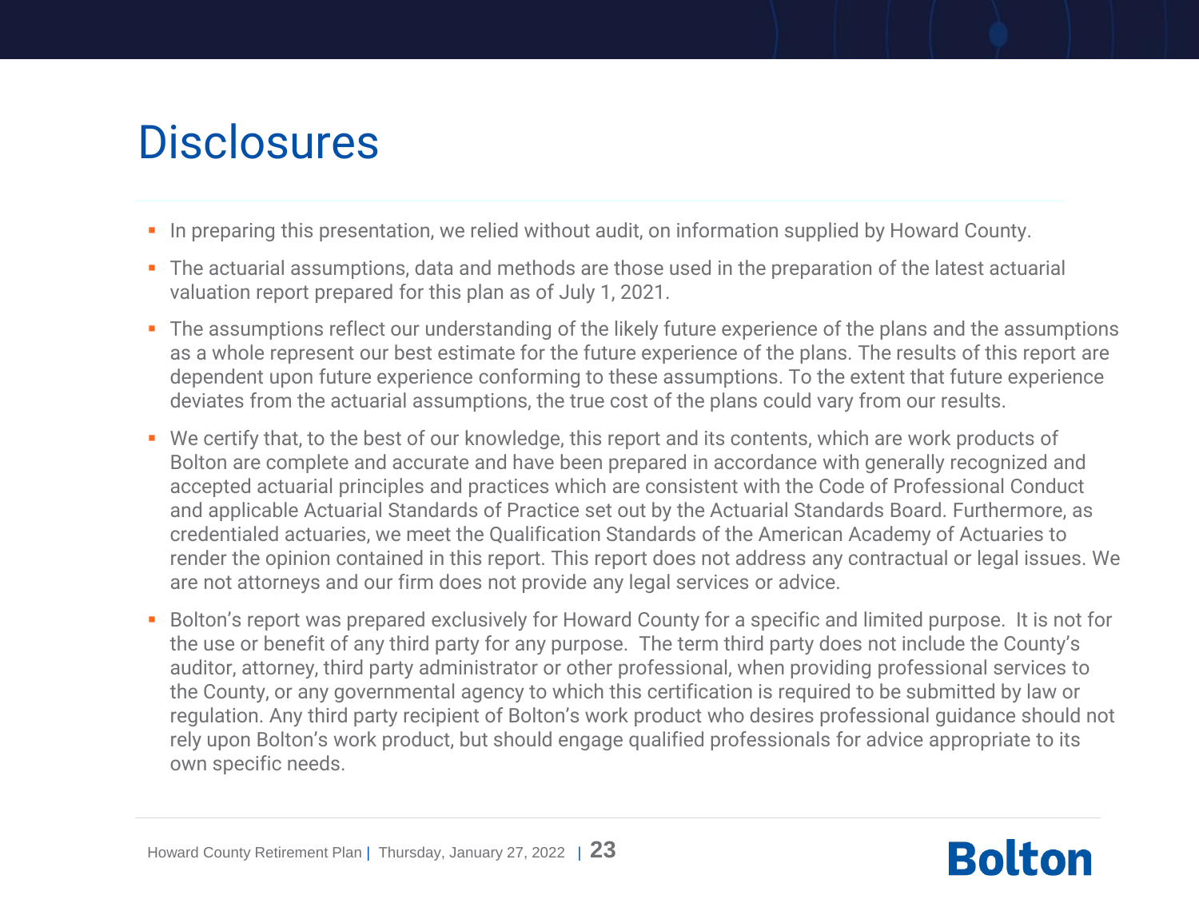# Disclosures

- In preparing this presentation, we relied without audit, on information supplied by Howard County.
- The actuarial assumptions, data and methods are those used in the preparation of the latest actuarial valuation report prepared for this plan as of July 1, 2021.
- The assumptions reflect our understanding of the likely future experience of the plans and the assumptions as a whole represent our best estimate for the future experience of the plans. The results of this report are dependent upon future experience conforming to these assumptions. To the extent that future experience deviates from the actuarial assumptions, the true cost of the plans could vary from our results.
- We certify that, to the best of our knowledge, this report and its contents, which are work products of Bolton are complete and accurate and have been prepared in accordance with generally recognized and accepted actuarial principles and practices which are consistent with the Code of Professional Conduct and applicable Actuarial Standards of Practice set out by the Actuarial Standards Board. Furthermore, as credentialed actuaries, we meet the Qualification Standards of the American Academy of Actuaries to render the opinion contained in this report. This report does not address any contractual or legal issues. We are not attorneys and our firm does not provide any legal services or advice.
- Bolton's report was prepared exclusively for Howard County for a specific and limited purpose. It is not for the use or benefit of any third party for any purpose. The term third party does not include the County's auditor, attorney, third party administrator or other professional, when providing professional services to the County, or any governmental agency to which this certification is required to be submitted by law or regulation. Any third party recipient of Bolton's work product who desires professional guidance should not rely upon Bolton's work product, but should engage qualified professionals for advice appropriate to its own specific needs.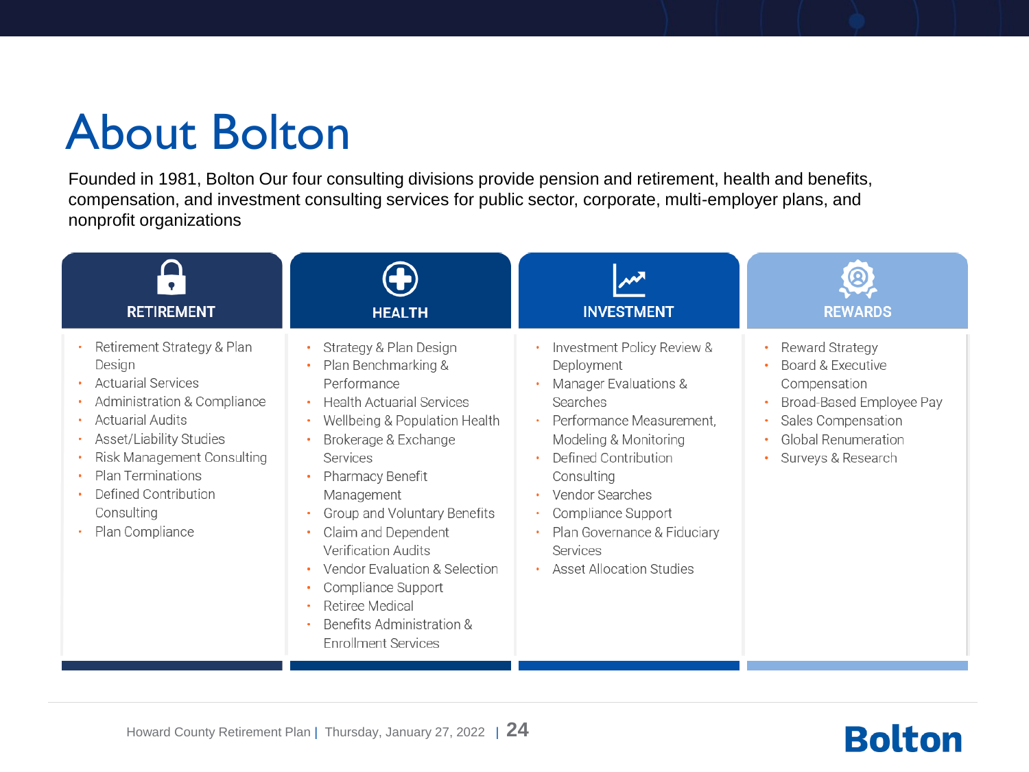# About Bolton

Founded in 1981, Bolton Our four consulting divisions provide pension and retirement, health and benefits, compensation, and investment consulting services for public sector, corporate, multi-employer plans, and nonprofit organizations

### RETIREMENT

- Retirement Strategy & Plan Design
- Actuarial Services
- Administration & Compliance
- Actuarial Audits
- Asset/Liability Studies
- Risk Management Consulting
- Plan Terminations
- Defined Contribution Consulting
- Plan Compliance

### HEALTH

- Strategy & Plan Design
- Plan Benchmarking & Performance
- Health Actuarial Services
- Wellbeing & Population Health
- Brokerage & Exchange Services
- Pharmacy Benefit Management
- Group and Voluntary Benefits
- Claim and Dependent Verification Audits
- Vendor Evaluation & Selection
- Compliance Support
- Retiree Medical
- Benefits Administration & Enrollment Services

### INVESTMENT

- Investment Policy Review & Deployment
- Manager Evaluations & Searches
- Performance Measurement, Modeling & Monitoring
- Defined Contribution Consulting
- Vendor Searches
- Compliance Support
- Plan Governance & Fiduciary Services
- Asset Allocation Studies

### REWARDS

- Reward Strategy
- Board & Executive Compensation
- Broad-Based Employee Pay
- Sales Compensation
- Global Renumeration
- Surveys & Research